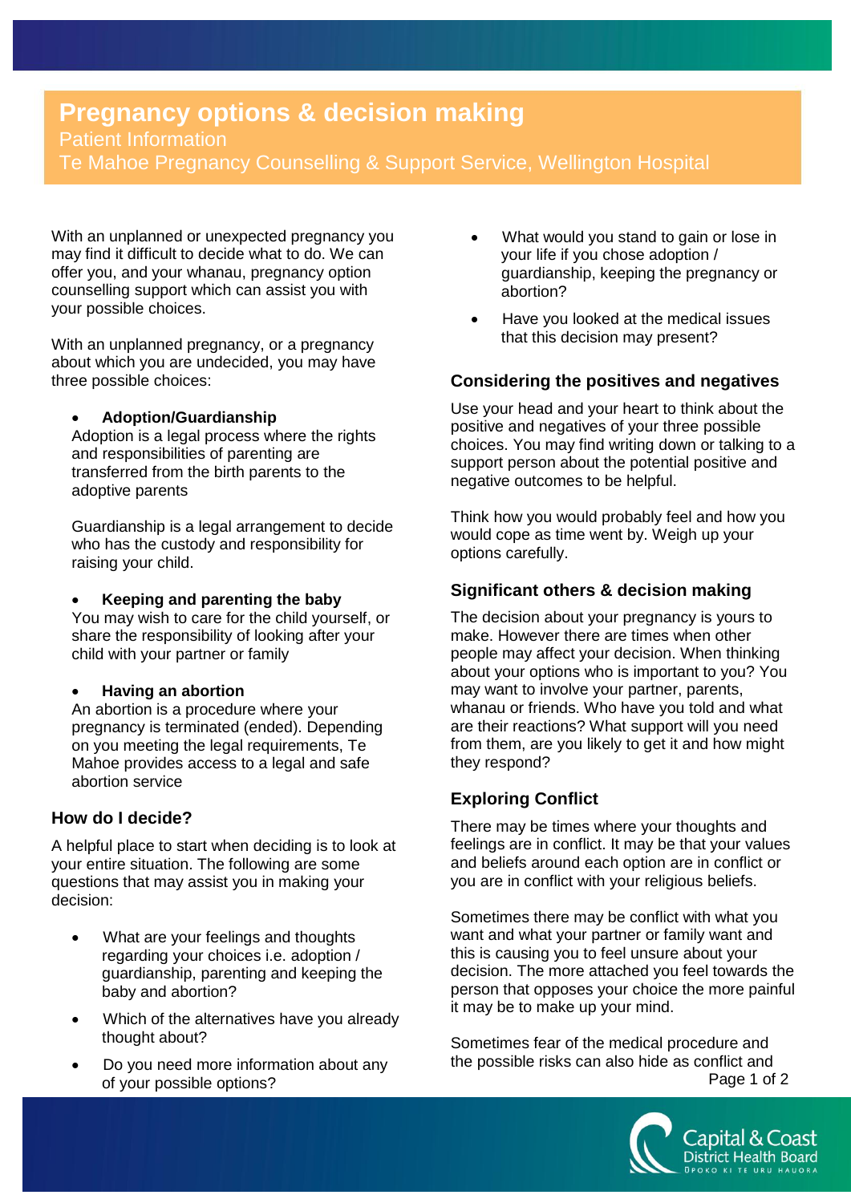# Pregnancy options & decision making

Patient Information

Te Mahoe Pregnancy Counselling & Support Service, Wellington Hospital

With an unplanned or unexpected pregnancy you may find it difficult to decide what to do. We can offer you, and your whanau, pregnancy option counselling support which can assist you with your possible choices.

With an unplanned pregnancy, or a pregnancy about which you are undecided, you may have three possible choices:

- **Adoption/Guardianship**

  Adoption is a legal process where the rights and responsibilities of parenting are transferred from the birth parents to the adoptive parents

  Guardianship is a legal arrangement to decide who has the custody and responsibility for raising your child.

- **Keeping and parenting the baby**

  You may wish to care for the child yourself, or share the responsibility of looking after your child with your partner or family

- **Having an abortion**

  An abortion is a procedure where your pregnancy is terminated (ended). Depending on you meeting the legal requirements, Te Mahoe provides access to a legal and safe abortion service

## How do I decide?

A helpful place to start when deciding is to look at your entire situation. The following are some questions that may assist you in making your decision:

- What are your feelings and thoughts regarding your choices i.e. adoption / guardianship, parenting and keeping the baby and abortion?
- Which of the alternatives have you already thought about?
- Do you need more information about any of your possible options?
- What would you stand to gain or lose in your life if you chose adoption / guardianship, keeping the pregnancy or abortion?
- Have you looked at the medical issues that this decision may present?

## Considering the positives and negatives

Use your head and your heart to think about the positive and negatives of your three possible choices. You may find writing down or talking to a support person about the potential positive and negative outcomes to be helpful.

Think how you would probably feel and how you would cope as time went by. Weigh up your options carefully.

## Significant others & decision making

The decision about your pregnancy is yours to make. However there are times when other people may affect your decision. When thinking about your options who is important to you? You may want to involve your partner, parents, whanau or friends. Who have you told and what are their reactions? What support will you need from them, are you likely to get it and how might they respond?

## Exploring Conflict

There may be times where your thoughts and feelings are in conflict. It may be that your values and beliefs around each option are in conflict or you are in conflict with your religious beliefs.

Sometimes there may be conflict with what you want and what your partner or family want and this is causing you to feel unsure about your decision. The more attached you feel towards the person that opposes your choice the more painful it may be to make up your mind.

Sometimes fear of the medical procedure and the possible risks can also hide as conflict and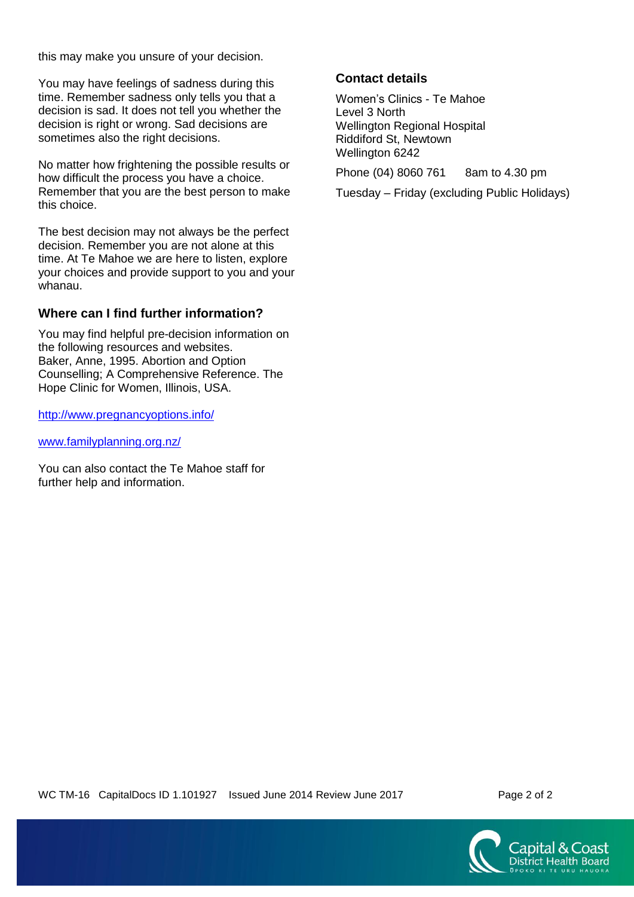this may make you unsure of your decision.

You may have feelings of sadness during this time. Remember sadness only tells you that a decision is sad. It does not tell you whether the decision is right or wrong. Sad decisions are sometimes also the right decisions.

No matter how frightening the possible results or how difficult the process you have a choice. Remember that you are the best person to make this choice.

The best decision may not always be the perfect decision. Remember you are not alone at this time. At Te Mahoe we are here to listen, explore your choices and provide support to you and your whanau.

### Where can I find further information?

You may find helpful pre-decision information on the following resources and websites.
Baker, Anne, 1995. Abortion and Option Counselling; A Comprehensive Reference. The Hope Clinic for Women, Illinois, USA.

http://www.pregnancyoptions.info/

www.familyplanning.org.nz/

You can also contact the Te Mahoe staff for further help and information.

### Contact details

Women's Clinics - Te Mahoe
Level 3 North
Wellington Regional Hospital
Riddiford St, Newtown
Wellington 6242

Phone (04) 8060 761 8am to 4.30 pm

Tuesday – Friday (excluding Public Holidays)

WC TM-16 CapitalDocs ID 1.101927 Issued June 2014 Review June 2017